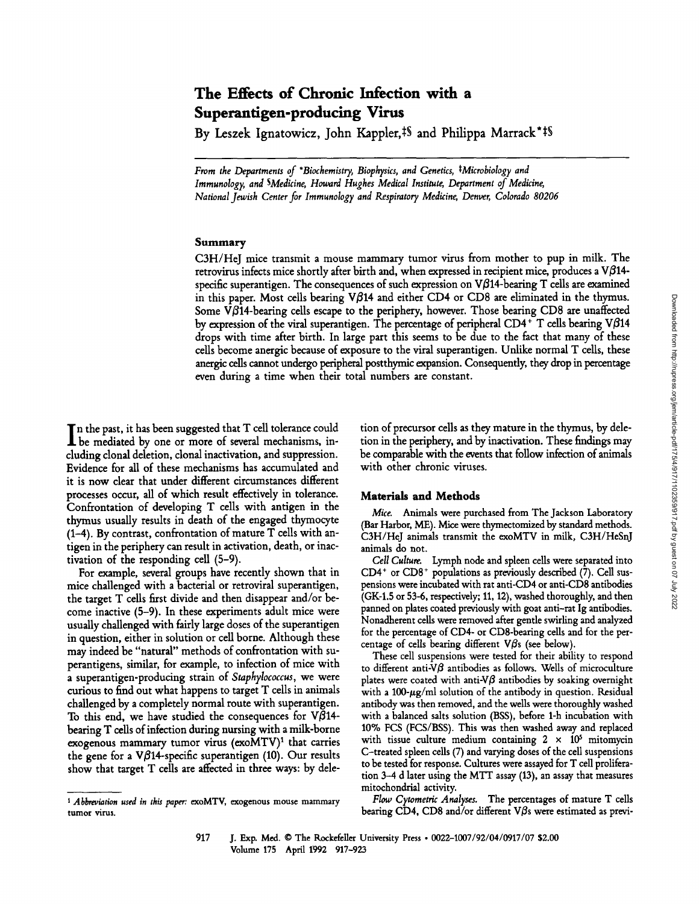# The Effects of Chronic Infection with a Superantigen-producing Virus

By Leszek Ignatowicz, John Kappler,‡§ and Philippa Marrack*‡§

*From the Departments of \*Biochemistry, Biophysics, and Genetics, ‡Microbiology and Immunology, and §Medicine, Howard Hughes Medical Institute, Department of Medicine, National Jewish Center for Immunology and Respiratory Medicine, Denver, Colorado 80206*

## Summary

C3H/HeJ mice transmit a mouse mammary tumor virus from mother to pup in milk. The retrovirus infects mice shortly after birth and, when expressed in recipient mice, produces a Vβ14-specific superantigen. The consequences of such expression on Vβ14-bearing T cells are examined in this paper. Most cells bearing Vβ14 and either CD4 or CD8 are eliminated in the thymus. Some Vβ14-bearing cells escape to the periphery, however. Those bearing CD8 are unaffected by expression of the viral superantigen. The percentage of peripheral $CD4^+$ T cells bearing Vβ14 drops with time after birth. In large part this seems to be due to the fact that many of these cells become anergic because of exposure to the viral superantigen. Unlike normal T cells, these anergic cells cannot undergo peripheral postthymic expansion. Consequently, they drop in percentage even during a time when their total numbers are constant.

In the past, it has been suggested that T cell tolerance could be mediated by one or more of several mechanisms, including clonal deletion, clonal inactivation, and suppression. Evidence for all of these mechanisms has accumulated and it is now clear that under different circumstances different processes occur, all of which result effectively in tolerance. Confrontation of developing T cells with antigen in the thymus usually results in death of the engaged thymocyte (1–4). By contrast, confrontation of mature T cells with antigen in the periphery can result in activation, death, or inactivation of the responding cell (5–9).

For example, several groups have recently shown that in mice challenged with a bacterial or retroviral superantigen, the target T cells first divide and then disappear and/or become inactive (5–9). In these experiments adult mice were usually challenged with fairly large doses of the superantigen in question, either in solution or cell borne. Although these may indeed be "natural" methods of confrontation with superantigens, similar, for example, to infection of mice with a superantigen-producing strain of *Staphylococcus*, we were curious to find out what happens to target T cells in animals challenged by a completely normal route with superantigen. To this end, we have studied the consequences for Vβ14-bearing T cells of infection during nursing with a milk-borne exogenous mammary tumor virus (exoMTV)[1] that carries the gene for a Vβ14-specific superantigen (10). Our results show that target T cells are affected in three ways: by deletion of precursor cells as they mature in the thymus, by deletion in the periphery, and by inactivation. These findings may be comparable with the events that follow infection of animals with other chronic viruses.

## Materials and Methods

*Mice.* Animals were purchased from The Jackson Laboratory (Bar Harbor, ME). Mice were thymectomized by standard methods. C3H/HeJ animals transmit the exoMTV in milk, C3H/HeSnJ animals do not.

*Cell Culture.* Lymph node and spleen cells were separated into $CD4^+$ or $CD8^+$ populations as previously described (7). Cell suspensions were incubated with rat anti-CD4 or anti-CD8 antibodies (GK-1.5 or 53-6, respectively; 11, 12), washed thoroughly, and then panned on plates coated previously with goat anti-rat Ig antibodies. Nonadherent cells were removed after gentle swirling and analyzed for the percentage of CD4- or CD8-bearing cells and for the percentage of cells bearing different Vβs (see below).

These cell suspensions were tested for their ability to respond to different anti-Vβ antibodies as follows. Wells of microculture plates were coated with anti-Vβ antibodies by soaking overnight with a 100-μg/ml solution of the antibody in question. Residual antibody was then removed, and the wells were thoroughly washed with a balanced salts solution (BSS), before 1-h incubation with 10% FCS (FCS/BSS). This was then washed away and replaced with tissue culture medium containing $2 \times 10^5$ mitomycin C–treated spleen cells (7) and varying doses of the cell suspensions to be tested for response. Cultures were assayed for T cell proliferation 3–4 d later using the MTT assay (13), an assay that measures mitochondrial activity.

*Flow Cytometric Analyses.* The percentages of mature T cells bearing CD4, CD8 and/or different Vβs were estimated as previ-

[1] *Abbreviation used in this paper:* exoMTV, exogenous mouse mammary tumor virus.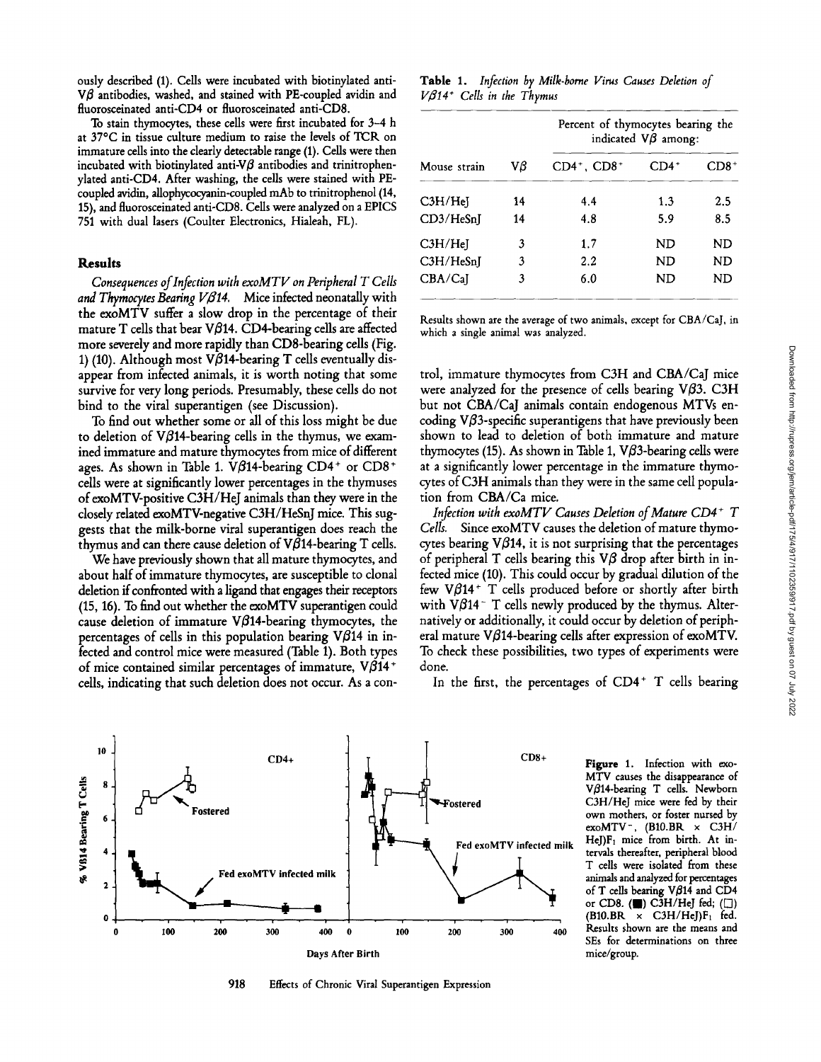ously described (1). Cells were incubated with biotinylated anti-Vβ antibodies, washed, and stained with PE-coupled avidin and fluorosceinated anti-CD4 or fluorosceinated anti-CD8.

To stain thymocytes, these cells were first incubated for 3–4 h at 37°C in tissue culture medium to raise the levels of TCR on immature cells into the clearly detectable range (1). Cells were then incubated with biotinylated anti-Vβ antibodies and trinitrophenylated anti-CD4. After washing, the cells were stained with PE-coupled avidin, allophycocyanin-coupled mAb to trinitrophenol (14, 15), and fluorosceinated anti-CD8. Cells were analyzed on a EPICS 751 with dual lasers (Coulter Electronics, Hialeah, FL).

## Results

*Consequences of Infection with exoMTV on Peripheral T Cells and Thymocytes Bearing Vβ14.* Mice infected neonatally with the exoMTV suffer a slow drop in the percentage of their mature T cells that bear Vβ14. CD4-bearing cells are affected more severely and more rapidly than CD8-bearing cells (Fig. 1) (10). Although most Vβ14-bearing T cells eventually disappear from infected animals, it is worth noting that some survive for very long periods. Presumably, these cells do not bind to the viral superantigen (see Discussion).

To find out whether some or all of this loss might be due to deletion of Vβ14-bearing cells in the thymus, we examined immature and mature thymocytes from mice of different ages. As shown in Table 1. Vβ14-bearing $CD4^+$ or $CD8^+$ cells were at significantly lower percentages in the thymuses of exoMTV-positive C3H/HeJ animals than they were in the closely related exoMTV-negative C3H/HeSnJ mice. This suggests that the milk-borne viral superantigen does reach the thymus and can there cause deletion of Vβ14-bearing T cells.

We have previously shown that all mature thymocytes, and about half of immature thymocytes, are susceptible to clonal deletion if confronted with a ligand that engages their receptors (15, 16). To find out whether the exoMTV superantigen could cause deletion of immature Vβ14-bearing thymocytes, the percentages of cells in this population bearing Vβ14 in infected and control mice were measured (Table 1). Both types of mice contained similar percentages of immature, $V\beta14^+$ cells, indicating that such deletion does not occur. As a control, immature thymocytes from C3H and CBA/CaJ mice were analyzed for the presence of cells bearing Vβ3. C3H but not CBA/CaJ animals contain endogenous MTVs encoding Vβ3-specific superantigens that have previously been shown to lead to deletion of both immature and mature thymocytes (15). As shown in Table 1, Vβ3-bearing cells were at a significantly lower percentage in the immature thymocytes of C3H animals than they were in the same cell population from CBA/Ca mice.

**Table 1.** *Infection by Milk-borne Virus Causes Deletion of $V\beta14^+$ Cells in the Thymus*

| Mouse strain | Vβ | Percent of thymocytes bearing the indicated Vβ among: $CD4^+$, $CD8^+$ | $CD4^+$ | $CD8^+$ |
|---|---|---|---|---|
| C3H/HeJ | 14 | 4.4 | 1.3 | 2.5 |
| CD3/HeSnJ | 14 | 4.8 | 5.9 | 8.5 |
| C3H/HeJ | 3 | 1.7 | ND | ND |
| C3H/HeSnJ | 3 | 2.2 | ND | ND |
| CBA/CaJ | 3 | 6.0 | ND | ND |

Results shown are the average of two animals, except for CBA/CaJ, in which a single animal was analyzed.

*Infection with exoMTV Causes Deletion of Mature $CD4^+$ T Cells.* Since exoMTV causes the deletion of mature thymocytes bearing Vβ14, it is not surprising that the percentages of peripheral T cells bearing this Vβ drop after birth in infected mice (10). This could occur by gradual dilution of the few $V\beta14^+$ T cells produced before or shortly after birth with $V\beta14^-$ T cells newly produced by the thymus. Alternatively or additionally, it could occur by deletion of peripheral mature Vβ14-bearing cells after expression of exoMTV. To check these possibilities, two types of experiments were done.

In the first, the percentages of $CD4^+$ T cells bearing

**Figure 1.** Infection with exoMTV causes the disappearance of Vβ14-bearing T cells. Newborn C3H/HeJ mice were fed by their own mothers, or foster nursed by $exoMTV^-$, (B10.BR × C3H/HeJ)$F_1$ mice from birth. At intervals thereafter, peripheral blood T cells were isolated from these animals and analyzed for percentages of T cells bearing Vβ14 and CD4 or CD8. (■) C3H/HeJ fed; (□) (B10.BR × C3H/HeJ)$F_1$ fed. Results shown are the means and SEs for determinations on three mice/group.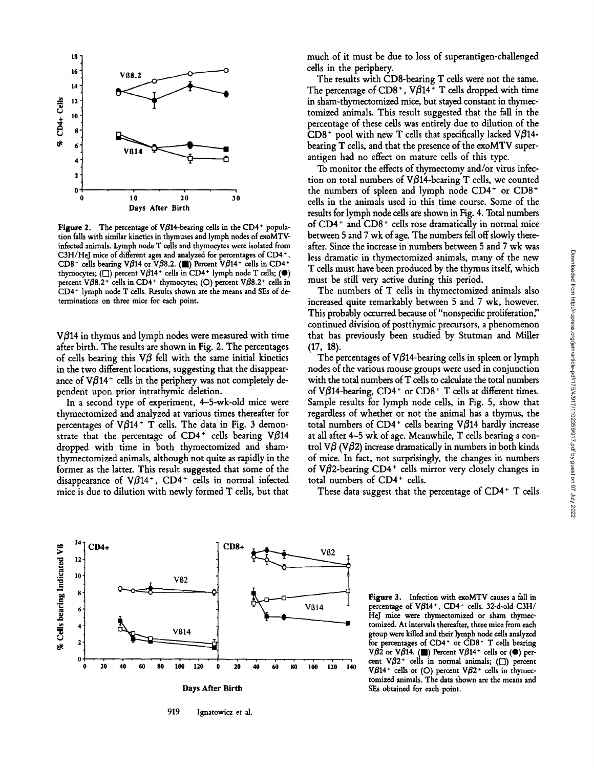Figure 2. The percentage of Vβ14-bearing cells in the CD4+ population falls with similar kinetics in thymuses and lymph nodes of exoMTV-infected animals. Lymph node T cells and thymocytes were isolated from C3H/HeJ mice of different ages and analyzed for percentages of CD4+, CD8− cells bearing Vβ14 or Vβ8.2. (■) Percent Vβ14+ cells in CD4+ thymocytes; (□) percent Vβ14+ cells in CD4+ lymph node T cells; (●) percent Vβ8.2+ cells in CD4+ thymocytes; (○) percent Vβ8.2+ cells in CD4+ lymph node T cells. Results shown are the means and SEs of determinations on three mice for each point.

Vβ14 in thymus and lymph nodes were measured with time after birth. The results are shown in Fig. 2. The percentages of cells bearing this Vβ fell with the same initial kinetics in the two different locations, suggesting that the disappearance of Vβ14+ cells in the periphery was not completely dependent upon prior intrathymic deletion.

In a second type of experiment, 4–5-wk-old mice were thymectomized and analyzed at various times thereafter for percentages of Vβ14+ T cells. The data in Fig. 3 demonstrate that the percentage of CD4+ cells bearing Vβ14 dropped with time in both thymectomized and sham-thymectomized animals, although not quite as rapidly in the former as the latter. This result suggested that some of the disappearance of Vβ14+, CD4+ cells in normal infected mice is due to dilution with newly formed T cells, but that much of it must be due to loss of superantigen-challenged cells in the periphery.

The results with CD8-bearing T cells were not the same. The percentage of CD8+, Vβ14+ T cells dropped with time in sham-thymectomized mice, but stayed constant in thymectomized animals. This result suggested that the fall in the percentage of these cells was entirely due to dilution of the CD8+ pool with new T cells that specifically lacked Vβ14-bearing T cells, and that the presence of the exoMTV superantigen had no effect on mature cells of this type.

To monitor the effects of thymectomy and/or virus infection on total numbers of Vβ14-bearing T cells, we counted the numbers of spleen and lymph node CD4+ or CD8+ cells in the animals used in this time course. Some of the results for lymph node cells are shown in Fig. 4. Total numbers of CD4+ and CD8+ cells rose dramatically in normal mice between 5 and 7 wk of age. The numbers fell off slowly thereafter. Since the increase in numbers between 5 and 7 wk was less dramatic in thymectomized animals, many of the new T cells must have been produced by the thymus itself, which must be still very active during this period.

The numbers of T cells in thymectomized animals also increased quite remarkably between 5 and 7 wk, however. This probably occurred because of "nonspecific proliferation," continued division of postthymic precursors, a phenomenon that has previously been studied by Stutman and Miller (17, 18).

The percentages of Vβ14-bearing cells in spleen or lymph nodes of the various mouse groups were used in conjunction with the total numbers of T cells to calculate the total numbers of Vβ14-bearing, CD4+ or CD8+ T cells at different times. Sample results for lymph node cells, in Fig. 5, show that regardless of whether or not the animal has a thymus, the total numbers of CD4+ cells bearing Vβ14 hardly increase at all after 4–5 wk of age. Meanwhile, T cells bearing a control Vβ (Vβ2) increase dramatically in numbers in both kinds of mice. In fact, not surprisingly, the changes in numbers of Vβ2-bearing CD4+ cells mirror very closely changes in total numbers of CD4+ cells.

These data suggest that the percentage of CD4+ T cells

Figure 3. Infection with exoMTV causes a fall in percentage of Vβ14+, CD4+ cells. 32-d-old C3H/HeJ mice were thymectomized or sham thymectomized. At intervals thereafter, three mice from each group were killed and their lymph node cells analyzed for percentages of CD4+ or CD8+ T cells bearing Vβ2 or Vβ14. (■) Percent Vβ14+ cells or (●) percent Vβ2+ cells in normal animals; (□) percent Vβ14+ cells or (○) percent Vβ2+ cells in thymectomized animals. The data shown are the means and SEs obtained for each point.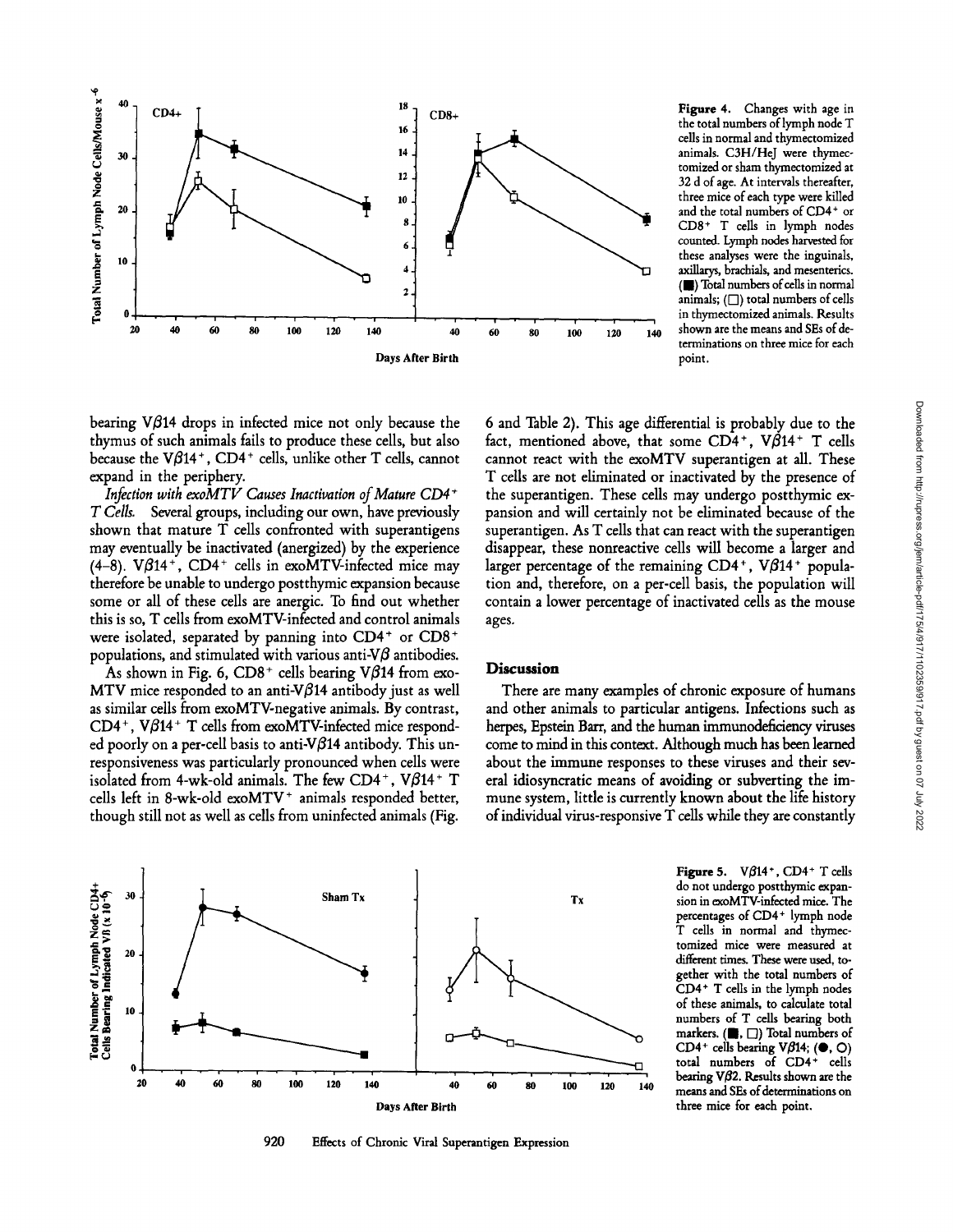**Figure 4.** Changes with age in the total numbers of lymph node T cells in normal and thymectomized animals. C3H/HeJ were thymectomized or sham thymectomized at 32 d of age. At intervals thereafter, three mice of each type were killed and the total numbers of CD4+ or CD8+ T cells in lymph nodes counted. Lymph nodes harvested for these analyses were the inguinals, axillarys, brachials, and mesenterics. (■) Total numbers of cells in normal animals; (□) total numbers of cells in thymectomized animals. Results shown are the means and SEs of determinations on three mice for each point.

bearing Vβ14 drops in infected mice not only because the thymus of such animals fails to produce these cells, but also because the Vβ14+, CD4+ cells, unlike other T cells, cannot expand in the periphery.

*Infection with exoMTV Causes Inactivation of Mature CD4+ T Cells.* Several groups, including our own, have previously shown that mature T cells confronted with superantigens may eventually be inactivated (anergized) by the experience (4–8). Vβ14+, CD4+ cells in exoMTV-infected mice may therefore be unable to undergo postthymic expansion because some or all of these cells are anergic. To find out whether this is so, T cells from exoMTV-infected and control animals were isolated, separated by panning into CD4+ or CD8+ populations, and stimulated with various anti-Vβ antibodies.

As shown in Fig. 6, CD8+ cells bearing Vβ14 from exoMTV mice responded to an anti-Vβ14 antibody just as well as similar cells from exoMTV-negative animals. By contrast, CD4+, Vβ14+ T cells from exoMTV-infected mice responded poorly on a per-cell basis to anti-Vβ14 antibody. This unresponsiveness was particularly pronounced when cells were isolated from 4-wk-old animals. The few CD4+, Vβ14+ T cells left in 8-wk-old exoMTV+ animals responded better, though still not as well as cells from uninfected animals (Fig. 6 and Table 2). This age differential is probably due to the fact, mentioned above, that some CD4+, Vβ14+ T cells cannot react with the exoMTV superantigen at all. These T cells are not eliminated or inactivated by the presence of the superantigen. These cells may undergo postthymic expansion and will certainly not be eliminated because of the superantigen. As T cells that can react with the superantigen disappear, these nonreactive cells will become a larger and larger percentage of the remaining CD4+, Vβ14+ population and, therefore, on a per-cell basis, the population will contain a lower percentage of inactivated cells as the mouse ages.

## Discussion

There are many examples of chronic exposure of humans and other animals to particular antigens. Infections such as herpes, Epstein Barr, and the human immunodeficiency viruses come to mind in this context. Although much has been learned about the immune responses to these viruses and their several idiosyncratic means of avoiding or subverting the immune system, little is currently known about the life history of individual virus-responsive T cells while they are constantly

**Figure 5.** Vβ14+, CD4+ T cells do not undergo postthymic expansion in exoMTV-infected mice. The percentages of CD4+ lymph node T cells in normal and thymectomized mice were measured at different times. These were used, together with the total numbers of CD4+ T cells in the lymph nodes of these animals, to calculate total numbers of T cells bearing both markers. (■, □) Total numbers of CD4+ cells bearing Vβ14; (●, ○) total numbers of CD4+ cells bearing Vβ2. Results shown are the means and SEs of determinations on three mice for each point.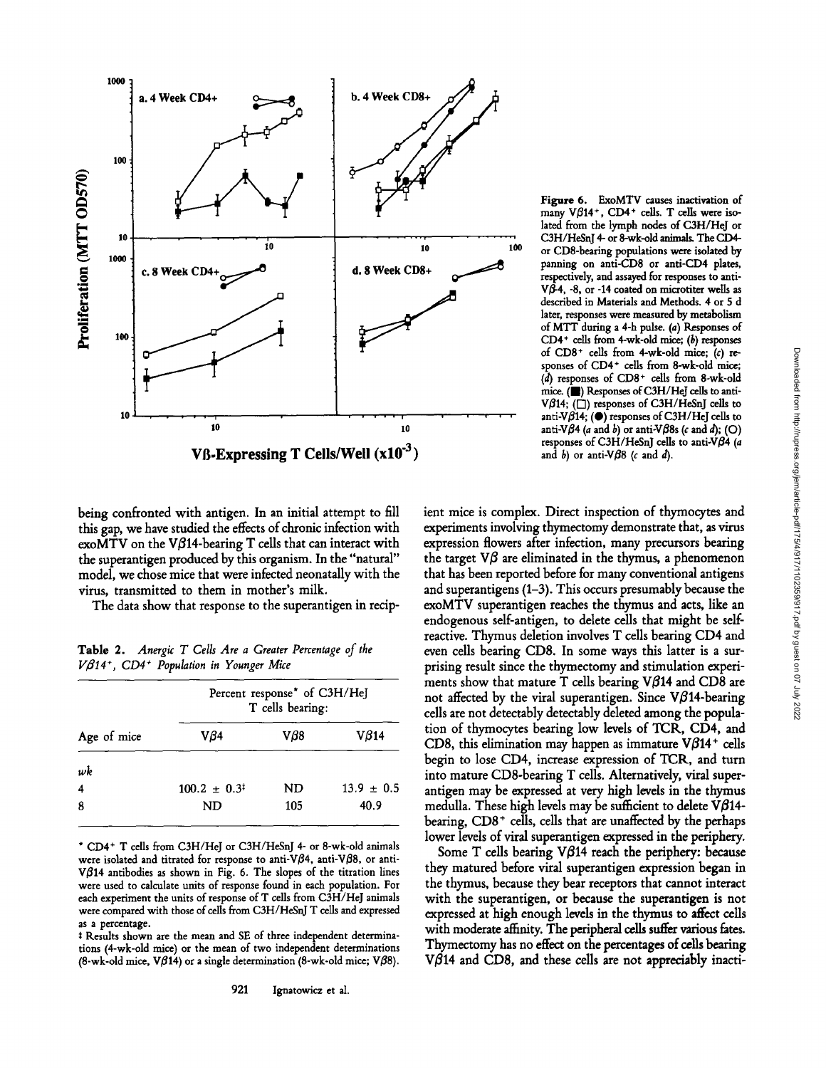Figure 6. ExoMTV causes inactivation of many Vβ14+, CD4+ cells. T cells were isolated from the lymph nodes of C3H/HeJ or C3H/HeSnJ 4- or 8-wk-old animals. The CD4- or CD8-bearing populations were isolated by panning on anti-CD8 or anti-CD4 plates, respectively, and assayed for responses to anti-Vβ-4, -8, or -14 coated on microtiter wells as described in Materials and Methods. 4 or 5 d later, responses were measured by metabolism of MTT during a 4-h pulse. (a) Responses of CD4+ cells from 4-wk-old mice; (b) responses of CD8+ cells from 4-wk-old mice; (c) responses of CD4+ cells from 8-wk-old mice; (d) responses of CD8+ cells from 8-wk-old mice. (■) Responses of C3H/HeJ cells to anti-Vβ14; (□) responses of C3H/HeSnJ cells to anti-Vβ14; (●) responses of C3H/HeJ cells to anti-Vβ4 (a and b) or anti-Vβ8s (c and d); (○) responses of C3H/HeSnJ cells to anti-Vβ4 (a and b) or anti-Vβ8 (c and d).

being confronted with antigen. In an initial attempt to fill this gap, we have studied the effects of chronic infection with exoMTV on the Vβ14-bearing T cells that can interact with the superantigen produced by this organism. In the "natural" model, we chose mice that were infected neonatally with the virus, transmitted to them in mother's milk.

The data show that response to the superantigen in recipient mice is complex. Direct inspection of thymocytes and experiments involving thymectomy demonstrate that, as virus expression flowers after infection, many precursors bearing the target Vβ are eliminated in the thymus, a phenomenon that has been reported before for many conventional antigens and superantigens (1–3). This occurs presumably because the exoMTV superantigen reaches the thymus and acts, like an endogenous self-antigen, to delete cells that might be self-reactive. Thymus deletion involves T cells bearing CD4 and even cells bearing CD8. In some ways this latter is a surprising result since the thymectomy and stimulation experiments show that mature T cells bearing Vβ14 and CD8 are not affected by the viral superantigen. Since Vβ14-bearing cells are not detectably detectably deleted among the population of thymocytes bearing low levels of TCR, CD4, and CD8, this elimination may happen as immature Vβ14+ cells begin to lose CD4, increase expression of TCR, and turn into mature CD8-bearing T cells. Alternatively, viral superantigen may be expressed at very high levels in the thymus medulla. These high levels may be sufficient to delete Vβ14-bearing, CD8+ cells, cells that are unaffected by the perhaps lower levels of viral superantigen expressed in the periphery.

Some T cells bearing Vβ14 reach the periphery: because they matured before viral superantigen expression began in the thymus, because they bear receptors that cannot interact with the superantigen, or because the superantigen is not expressed at high enough levels in the thymus to affect cells with moderate affinity. The peripheral cells suffer various fates. Thymectomy has no effect on the percentages of cells bearing Vβ14 and CD8, and these cells are not appreciably inacti-

**Table 2.** *Anergic T Cells Are a Greater Percentage of the Vβ14+, CD4+ Population in Younger Mice*

| Age of mice | Percent response* of C3H/HeJ T cells bearing: | | |
|---|---|---|---|
| | Vβ4 | Vβ8 | Vβ14 |
| *wk* | | | |
| 4 | 100.2 ± 0.3‡ | ND | 13.9 ± 0.5 |
| 8 | ND | 105 | 40.9 |

\* CD4+ T cells from C3H/HeJ or C3H/HeSnJ 4- or 8-wk-old animals were isolated and titrated for response to anti-Vβ4, anti-Vβ8, or anti-Vβ14 antibodies as shown in Fig. 6. The slopes of the titration lines were used to calculate units of response found in each population. For each experiment the units of response of T cells from C3H/HeJ animals were compared with those of cells from C3H/HeSnJ T cells and expressed as a percentage.

‡ Results shown are the mean and SE of three independent determinations (4-wk-old mice) or the mean of two independent determinations (8-wk-old mice, Vβ14) or a single determination (8-wk-old mice; Vβ8).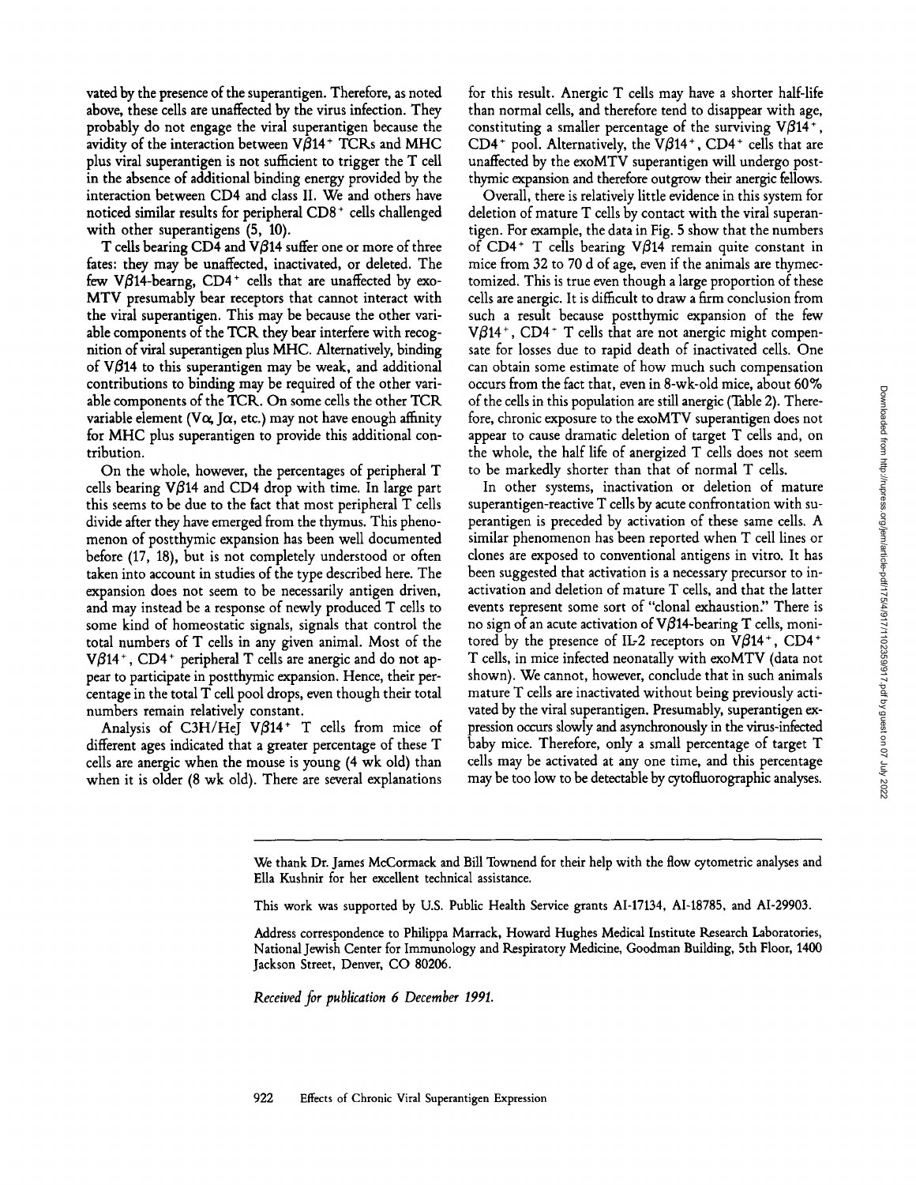vated by the presence of the superantigen. Therefore, as noted above, these cells are unaffected by the virus infection. They probably do not engage the viral superantigen because the avidity of the interaction between V$\beta$14$^+$ TCRs and MHC plus viral superantigen is not sufficient to trigger the T cell in the absence of additional binding energy provided by the interaction between CD4 and class II. We and others have noticed similar results for peripheral CD8$^+$ cells challenged with other superantigens (5, 10).

T cells bearing CD4 and V$\beta$14 suffer one or more of three fates: they may be unaffected, inactivated, or deleted. The few V$\beta$14-bearng, CD4$^+$ cells that are unaffected by exoMTV presumably bear receptors that cannot interact with the viral superantigen. This may be because the other variable components of the TCR they bear interfere with recognition of viral superantigen plus MHC. Alternatively, binding of V$\beta$14 to this superantigen may be weak, and additional contributions to binding may be required of the other variable components of the TCR. On some cells the other TCR variable element (V$\alpha$, J$\alpha$, etc.) may not have enough affinity for MHC plus superantigen to provide this additional contribution.

On the whole, however, the percentages of peripheral T cells bearing V$\beta$14 and CD4 drop with time. In large part this seems to be due to the fact that most peripheral T cells divide after they have emerged from the thymus. This phenomenon of postthymic expansion has been well documented before (17, 18), but is not completely understood or often taken into account in studies of the type described here. The expansion does not seem to be necessarily antigen driven, and may instead be a response of newly produced T cells to some kind of homeostatic signals, signals that control the total numbers of T cells in any given animal. Most of the V$\beta$14$^+$, CD4$^+$ peripheral T cells are anergic and do not appear to participate in postthymic expansion. Hence, their percentage in the total T cell pool drops, even though their total numbers remain relatively constant.

Analysis of C3H/HeJ V$\beta$14$^+$ T cells from mice of different ages indicated that a greater percentage of these T cells are anergic when the mouse is young (4 wk old) than when it is older (8 wk old). There are several explanations for this result. Anergic T cells may have a shorter half-life than normal cells, and therefore tend to disappear with age, constituting a smaller percentage of the surviving V$\beta$14$^+$, CD4$^+$ pool. Alternatively, the V$\beta$14$^+$, CD4$^+$ cells that are unaffected by the exoMTV superantigen will undergo postthymic expansion and therefore outgrow their anergic fellows.

Overall, there is relatively little evidence in this system for deletion of mature T cells by contact with the viral superantigen. For example, the data in Fig. 5 show that the numbers of CD4$^+$ T cells bearing V$\beta$14 remain quite constant in mice from 32 to 70 d of age, even if the animals are thymectomized. This is true even though a large proportion of these cells are anergic. It is difficult to draw a firm conclusion from such a result because postthymic expansion of the few V$\beta$14$^+$, CD4$^+$ T cells that are not anergic might compensate for losses due to rapid death of inactivated cells. One can obtain some estimate of how much such compensation occurs from the fact that, even in 8-wk-old mice, about 60% of the cells in this population are still anergic (Table 2). Therefore, chronic exposure to the exoMTV superantigen does not appear to cause dramatic deletion of target T cells and, on the whole, the half life of anergized T cells does not seem to be markedly shorter than that of normal T cells.

In other systems, inactivation or deletion of mature superantigen-reactive T cells by acute confrontation with superantigen is preceded by activation of these same cells. A similar phenomenon has been reported when T cell lines or clones are exposed to conventional antigens in vitro. It has been suggested that activation is a necessary precursor to inactivation and deletion of mature T cells, and that the latter events represent some sort of "clonal exhaustion." There is no sign of an acute activation of V$\beta$14-bearing T cells, monitored by the presence of IL-2 receptors on V$\beta$14$^+$, CD4$^+$ T cells, in mice infected neonatally with exoMTV (data not shown). We cannot, however, conclude that in such animals mature T cells are inactivated without being previously activated by the viral superantigen. Presumably, superantigen expression occurs slowly and asynchronously in the virus-infected baby mice. Therefore, only a small percentage of target T cells may be activated at any one time, and this percentage may be too low to be detectable by cytofluorographic analyses.

---

We thank Dr. James McCormack and Bill Townend for their help with the flow cytometric analyses and Ella Kushnir for her excellent technical assistance.

This work was supported by U.S. Public Health Service grants AI-17134, AI-18785, and AI-29903.

Address correspondence to Philippa Marrack, Howard Hughes Medical Institute Research Laboratories, National Jewish Center for Immunology and Respiratory Medicine, Goodman Building, 5th Floor, 1400 Jackson Street, Denver, CO 80206.

*Received for publication 6 December 1991.*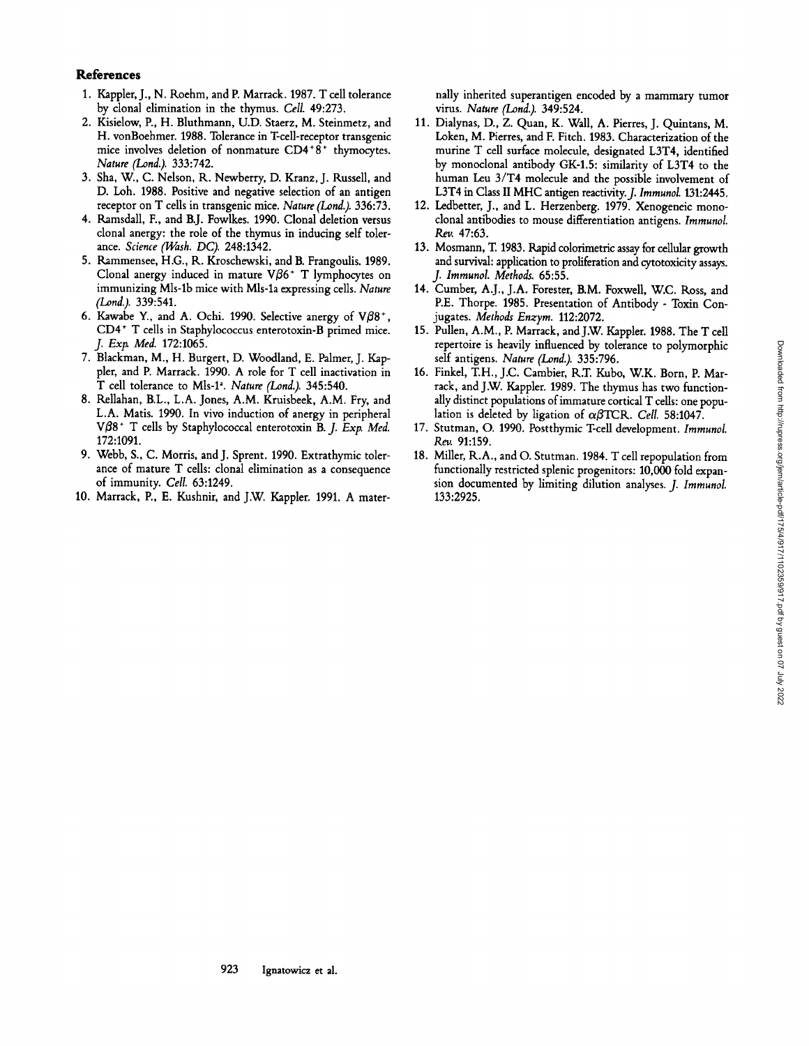## References

1. Kappler, J., N. Roehm, and P. Marrack. 1987. T cell tolerance by clonal elimination in the thymus. *Cell.* 49:273.
2. Kisielow, P., H. Bluthmann, U.D. Staerz, M. Steinmetz, and H. vonBoehmer. 1988. Tolerance in T-cell-receptor transgenic mice involves deletion of nonmature CD4+8+ thymocytes. *Nature (Lond.).* 333:742.
3. Sha, W., C. Nelson, R. Newberry, D. Kranz, J. Russell, and D. Loh. 1988. Positive and negative selection of an antigen receptor on T cells in transgenic mice. *Nature (Lond.).* 336:73.
4. Ramsdall, F., and B.J. Fowlkes. 1990. Clonal deletion versus clonal anergy: the role of the thymus in inducing self tolerance. *Science (Wash. DC).* 248:1342.
5. Rammensee, H.G., R. Kroschewski, and B. Frangoulis. 1989. Clonal anergy induced in mature Vβ6+ T lymphocytes on immunizing Mls-1b mice with Mls-1a expressing cells. *Nature (Lond.).* 339:541.
6. Kawabe Y., and A. Ochi. 1990. Selective anergy of Vβ8+, CD4+ T cells in Staphylococcus enterotoxin-B primed mice. *J. Exp. Med.* 172:1065.
7. Blackman, M., H. Burgert, D. Woodland, E. Palmer, J. Kappler, and P. Marrack. 1990. A role for T cell inactivation in T cell tolerance to Mls-1a. *Nature (Lond.).* 345:540.
8. Rellahan, B.L., L.A. Jones, A.M. Kruisbeek, A.M. Fry, and L.A. Matis. 1990. In vivo induction of anergy in peripheral Vβ8+ T cells by Staphylococcal enterotoxin B. *J. Exp. Med.* 172:1091.
9. Webb, S., C. Morris, and J. Sprent. 1990. Extrathymic tolerance of mature T cells: clonal elimination as a consequence of immunity. *Cell.* 63:1249.
10. Marrack, P., E. Kushnir, and J.W. Kappler. 1991. A maternally inherited superantigen encoded by a mammary tumor virus. *Nature (Lond.).* 349:524.
11. Dialynas, D., Z. Quan, K. Wall, A. Pierres, J. Quintans, M. Loken, M. Pierres, and F. Fitch. 1983. Characterization of the murine T cell surface molecule, designated L3T4, identified by monoclonal antibody GK-1.5: similarity of L3T4 to the human Leu 3/T4 molecule and the possible involvement of L3T4 in Class II MHC antigen reactivity. *J. Immunol.* 131:2445.
12. Ledbetter, J., and L. Herzenberg. 1979. Xenogeneic monoclonal antibodies to mouse differentiation antigens. *Immunol. Rev.* 47:63.
13. Mosmann, T. 1983. Rapid colorimetric assay for cellular growth and survival: application to proliferation and cytotoxicity assays. *J. Immunol. Methods.* 65:55.
14. Cumber, A.J., J.A. Forester, B.M. Foxwell, W.C. Ross, and P.E. Thorpe. 1985. Presentation of Antibody - Toxin Conjugates. *Methods Enzym.* 112:2072.
15. Pullen, A.M., P. Marrack, and J.W. Kappler. 1988. The T cell repertoire is heavily influenced by tolerance to polymorphic self antigens. *Nature (Lond.).* 335:796.
16. Finkel, T.H., J.C. Cambier, R.T. Kubo, W.K. Born, P. Marrack, and J.W. Kappler. 1989. The thymus has two functionally distinct populations of immature cortical T cells: one population is deleted by ligation of αβTCR. *Cell.* 58:1047.
17. Stutman, O. 1990. Postthymic T-cell development. *Immunol. Rev.* 91:159.
18. Miller, R.A., and O. Stutman. 1984. T cell repopulation from functionally restricted splenic progenitors: 10,000 fold expansion documented by limiting dilution analyses. *J. Immunol.* 133:2925.